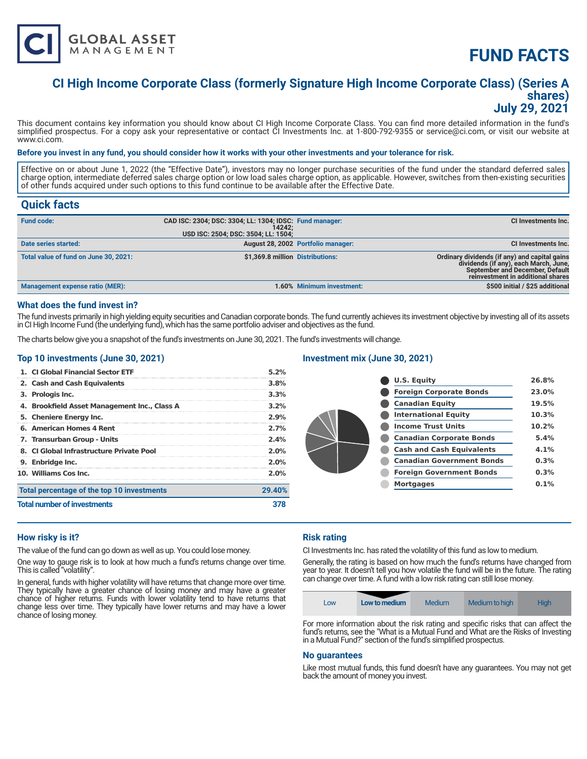# FUND FACTS

## CI High Income Corporate Class (formerly Signature High Income Corporate Class) (Series A shares)
## July 29, 2021

This document contains key information you should know about CI High Income Corporate Class. You can find more detailed information in the fund's simplified prospectus. For a copy ask your representative or contact CI Investments Inc. at 1-800-792-9355 or service@ci.com, or visit our website at www.ci.com.

**Before you invest in any fund, you should consider how it works with your other investments and your tolerance for risk.**

Effective on or about June 1, 2022 (the "Effective Date"), investors may no longer purchase securities of the fund under the standard deferred sales charge option, intermediate deferred sales charge option or low load sales charge option, as applicable. However, switches from then-existing securities of other funds acquired under such options to this fund continue to be available after the Effective Date.

## Quick facts

| | | | |
|---|---|---|---|
| **Fund code:** | CAD ISC: 2304; DSC: 3304; LL: 1304; IDSC: 14242; USD ISC: 2504; DSC: 3504; LL: 1504; | **Fund manager:** | CI Investments Inc. |
| **Date series started:** | August 28, 2002 | **Portfolio manager:** | CI Investments Inc. |
| **Total value of fund on June 30, 2021:** | $1,369.8 million | **Distributions:** | Ordinary dividends (if any) and capital gains dividends (if any), each March, June, September and December, Default reinvestment in additional shares |
| **Management expense ratio (MER):** | 1.60% | **Minimum investment:** | $500 initial / $25 additional |

### What does the fund invest in?

The fund invests primarily in high yielding equity securities and Canadian corporate bonds. The fund currently achieves its investment objective by investing all of its assets in CI High Income Fund (the underlying fund), which has the same portfolio adviser and objectives as the fund.

The charts below give you a snapshot of the fund's investments on June 30, 2021. The fund's investments will change.

### Top 10 investments (June 30, 2021)

| | |
|---|---|
| 1. CI Global Financial Sector ETF | 5.2% |
| 2. Cash and Cash Equivalents | 3.8% |
| 3. Prologis Inc. | 3.3% |
| 4. Brookfield Asset Management Inc., Class A | 3.2% |
| 5. Cheniere Energy Inc. | 2.9% |
| 6. American Homes 4 Rent | 2.7% |
| 7. Transurban Group - Units | 2.4% |
| 8. CI Global Infrastructure Private Pool | 2.0% |
| 9. Enbridge Inc. | 2.0% |
| 10. Williams Cos Inc. | 2.0% |
| **Total percentage of the top 10 investments** | **29.40%** |
| **Total number of investments** | **378** |

### Investment mix (June 30, 2021)

| | |
|---|---|
| U.S. Equity | 26.8% |
| Foreign Corporate Bonds | 23.0% |
| Canadian Equity | 19.5% |
| International Equity | 10.3% |
| Income Trust Units | 10.2% |
| Canadian Corporate Bonds | 5.4% |
| Cash and Cash Equivalents | 4.1% |
| Canadian Government Bonds | 0.3% |
| Foreign Government Bonds | 0.3% |
| Mortgages | 0.1% |

### How risky is it?

The value of the fund can go down as well as up. You could lose money.

One way to gauge risk is to look at how much a fund's returns change over time. This is called "volatility".

In general, funds with higher volatility will have returns that change more over time. They typically have a greater chance of losing money and may have a greater chance of higher returns. Funds with lower volatility tend to have returns that change less over time. They typically have lower returns and may have a lower chance of losing money.

### Risk rating

CI Investments Inc. has rated the volatility of this fund as low to medium.

Generally, the rating is based on how much the fund's returns have changed from year to year. It doesn't tell you how volatile the fund will be in the future. The rating can change over time. A fund with a low risk rating can still lose money.

| Low | **Low to medium** | Medium | Medium to high | High |
|---|---|---|---|---|

For more information about the risk rating and specific risks that can affect the fund's returns, see the "What is a Mutual Fund and What are the Risks of Investing in a Mutual Fund?" section of the fund's simplified prospectus.

### No guarantees

Like most mutual funds, this fund doesn't have any guarantees. You may not get back the amount of money you invest.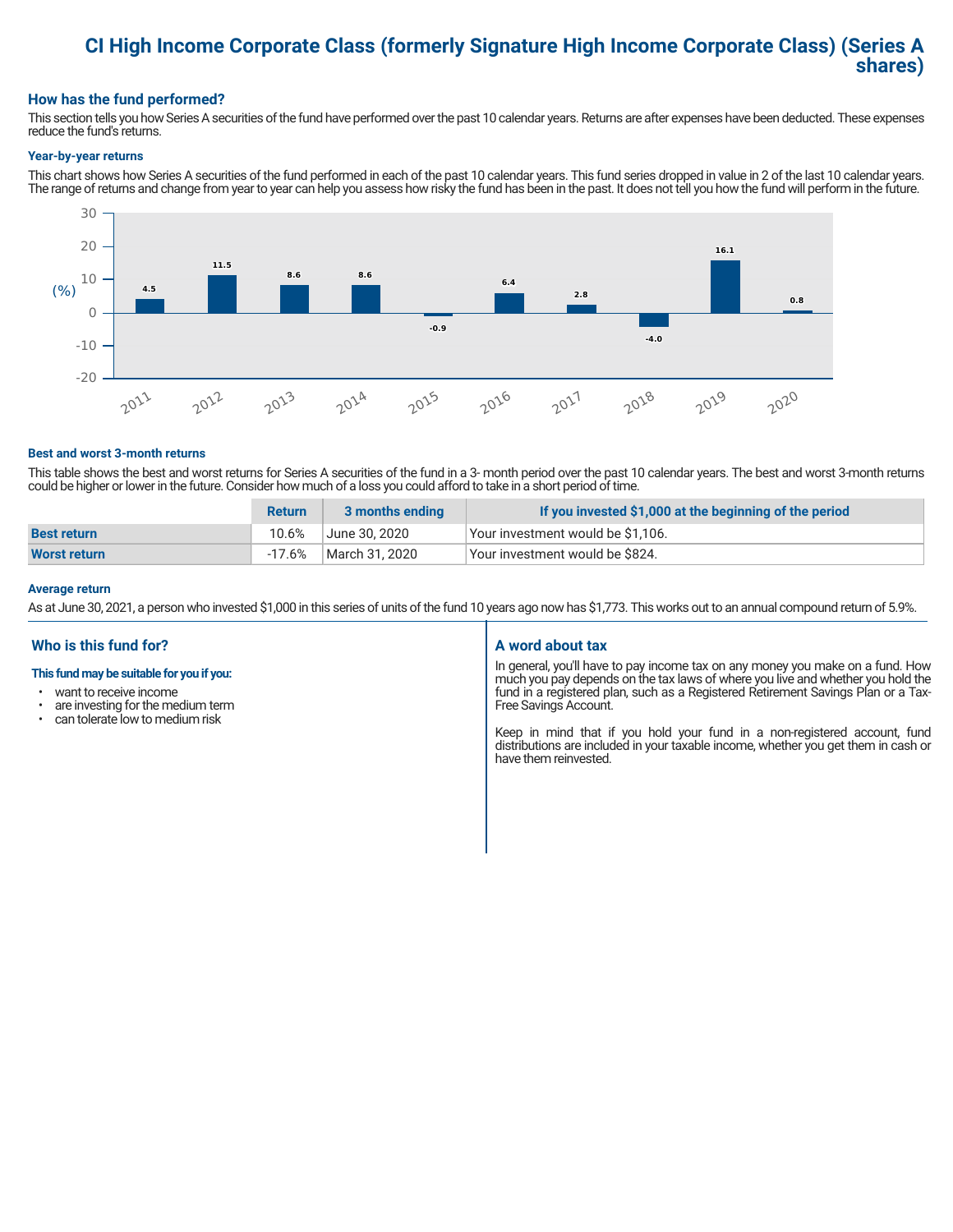# CI High Income Corporate Class (formerly Signature High Income Corporate Class) (Series A shares)

## How has the fund performed?

This section tells you how Series A securities of the fund have performed over the past 10 calendar years. Returns are after expenses have been deducted. These expenses reduce the fund's returns.

### Year-by-year returns

This chart shows how Series A securities of the fund performed in each of the past 10 calendar years. This fund series dropped in value in 2 of the last 10 calendar years. The range of returns and change from year to year can help you assess how risky the fund has been in the past. It does not tell you how the fund will perform in the future.

| Year | Return (%) |
|---|---|
| 2011 | 4.5 |
| 2012 | 11.5 |
| 2013 | 8.6 |
| 2014 | 8.6 |
| 2015 | -0.9 |
| 2016 | 6.4 |
| 2017 | 2.8 |
| 2018 | -4.0 |
| 2019 | 16.1 |
| 2020 | 0.8 |

### Best and worst 3-month returns

This table shows the best and worst returns for Series A securities of the fund in a 3- month period over the past 10 calendar years. The best and worst 3-month returns could be higher or lower in the future. Consider how much of a loss you could afford to take in a short period of time.

| | Return | 3 months ending | If you invested $1,000 at the beginning of the period |
|---|---|---|---|
| **Best return** | 10.6% | June 30, 2020 | Your investment would be $1,106. |
| **Worst return** | -17.6% | March 31, 2020 | Your investment would be $824. |

### Average return

As at June 30, 2021, a person who invested $1,000 in this series of units of the fund 10 years ago now has $1,773. This works out to an annual compound return of 5.9%.

## Who is this fund for?

**This fund may be suitable for you if you:**

- want to receive income
- are investing for the medium term
- can tolerate low to medium risk

## A word about tax

In general, you'll have to pay income tax on any money you make on a fund. How much you pay depends on the tax laws of where you live and whether you hold the fund in a registered plan, such as a Registered Retirement Savings Plan or a Tax-Free Savings Account.

Keep in mind that if you hold your fund in a non-registered account, fund distributions are included in your taxable income, whether you get them in cash or have them reinvested.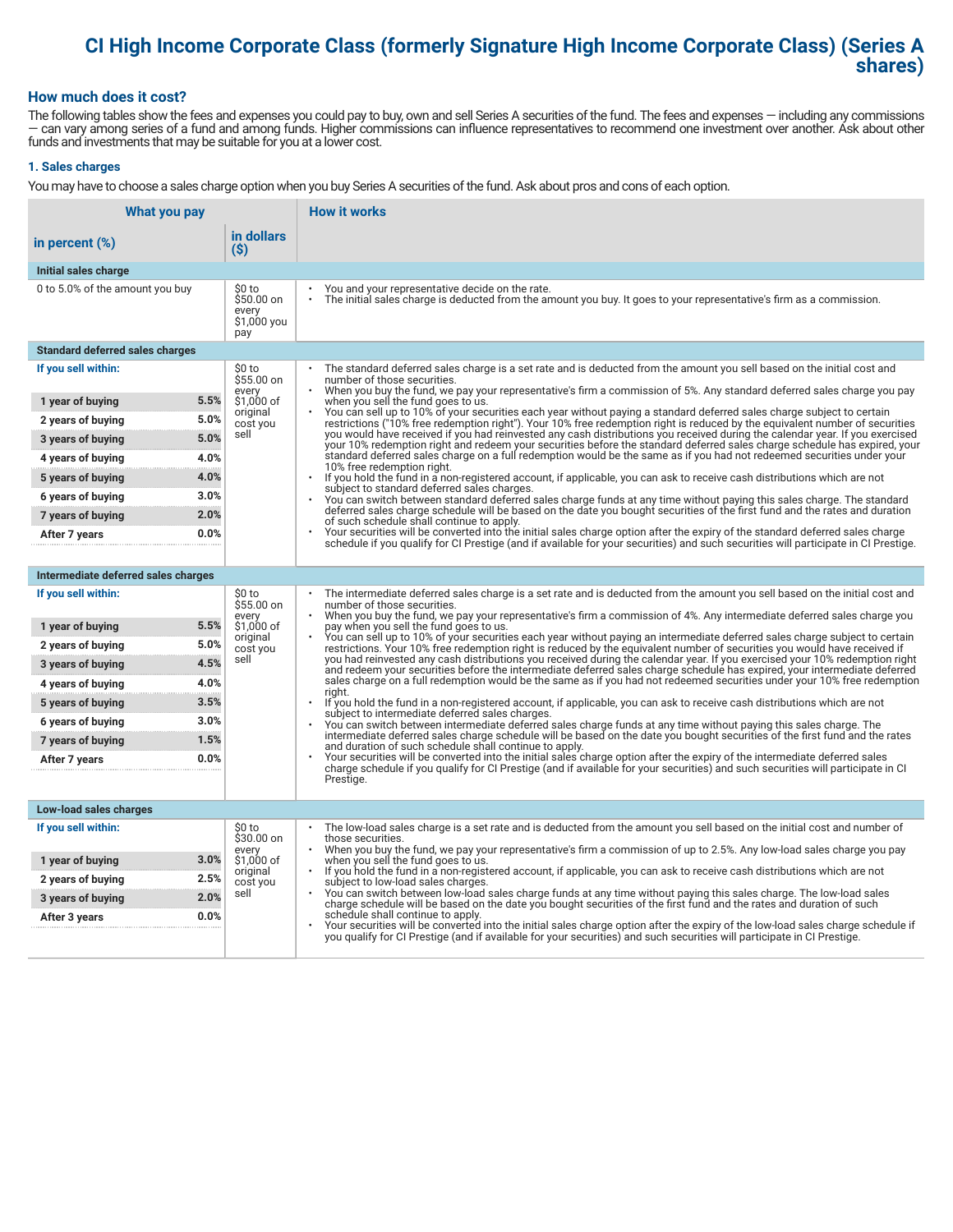# CI High Income Corporate Class (formerly Signature High Income Corporate Class) (Series A shares)

## How much does it cost?

The following tables show the fees and expenses you could pay to buy, own and sell Series A securities of the fund. The fees and expenses — including any commissions — can vary among series of a fund and among funds. Higher commissions can influence representatives to recommend one investment over another. Ask about other funds and investments that may be suitable for you at a lower cost.

### 1. Sales charges

You may have to choose a sales charge option when you buy Series A securities of the fund. Ask about pros and cons of each option.

| What you pay | | How it works |
|---|---|---|
| **in percent (%)** | **in dollars ($)** | |
| **Initial sales charge** | | |
| 0 to 5.0% of the amount you buy | $0 to $50.00 on every $1,000 you pay | • You and your representative decide on the rate.<br>• The initial sales charge is deducted from the amount you buy. It goes to your representative's firm as a commission. |
| **Standard deferred sales charges** | | |
| **If you sell within:**<br>1 year of buying 5.5%<br>2 years of buying 5.0%<br>3 years of buying 5.0%<br>4 years of buying 4.0%<br>5 years of buying 4.0%<br>6 years of buying 3.0%<br>7 years of buying 2.0%<br>After 7 years 0.0% | $0 to $55.00 on every $1,000 of original cost you sell | • The standard deferred sales charge is a set rate and is deducted from the amount you sell based on the initial cost and number of those securities.<br>• When you buy the fund, we pay your representative's firm a commission of 5%. Any standard deferred sales charge you pay when you sell the fund goes to us.<br>• You can sell up to 10% of your securities each year without paying a standard deferred sales charge subject to certain restrictions ("10% free redemption right"). Your 10% free redemption right is reduced by the equivalent number of securities you would have received if you had reinvested any cash distributions you received during the calendar year. If you exercised your 10% redemption right and redeem your securities before the standard deferred sales charge schedule has expired, your standard deferred sales charge on a full redemption would be the same as if you had not redeemed securities under your 10% free redemption right.<br>• If you hold the fund in a non-registered account, if applicable, you can ask to receive cash distributions which are not subject to standard deferred sales charges.<br>• You can switch between standard deferred sales charge funds at any time without paying this sales charge. The standard deferred sales charge schedule will be based on the date you bought securities of the first fund and the rates and duration of such schedule shall continue to apply.<br>• Your securities will be converted into the initial sales charge option after the expiry of the standard deferred sales charge schedule if you qualify for CI Prestige (and if available for your securities) and such securities will participate in CI Prestige. |
| **Intermediate deferred sales charges** | | |
| **If you sell within:**<br>1 year of buying 5.5%<br>2 years of buying 5.0%<br>3 years of buying 4.5%<br>4 years of buying 4.0%<br>5 years of buying 3.5%<br>6 years of buying 3.0%<br>7 years of buying 1.5%<br>After 7 years 0.0% | $0 to $55.00 on every $1,000 of original cost you sell | • The intermediate deferred sales charge is a set rate and is deducted from the amount you sell based on the initial cost and number of those securities.<br>• When you buy the fund, we pay your representative's firm a commission of 4%. Any intermediate deferred sales charge you pay when you sell the fund goes to us.<br>• You can sell up to 10% of your securities each year without paying an intermediate deferred sales charge subject to certain restrictions. Your 10% free redemption right is reduced by the equivalent number of securities you would have received if you had reinvested any cash distributions you received during the calendar year. If you exercised your 10% redemption right and redeem your securities before the intermediate deferred sales charge schedule has expired, your intermediate deferred sales charge on a full redemption would be the same as if you had not redeemed securities under your 10% free redemption right.<br>• If you hold the fund in a non-registered account, if applicable, you can ask to receive cash distributions which are not subject to intermediate deferred sales charges.<br>• You can switch between intermediate deferred sales charge funds at any time without paying this sales charge. The intermediate deferred sales charge schedule will be based on the date you bought securities of the first fund and the rates and duration of such schedule shall continue to apply.<br>• Your securities will be converted into the initial sales charge option after the expiry of the intermediate deferred sales charge schedule if you qualify for CI Prestige (and if available for your securities) and such securities will participate in CI Prestige. |
| **Low-load sales charges** | | |
| **If you sell within:**<br>1 year of buying 3.0%<br>2 years of buying 2.5%<br>3 years of buying 2.0%<br>After 3 years 0.0% | $0 to $30.00 on every $1,000 of original cost you sell | • The low-load sales charge is a set rate and is deducted from the amount you sell based on the initial cost and number of those securities.<br>• When you buy the fund, we pay your representative's firm a commission of up to 2.5%. Any low-load sales charge you pay when you sell the fund goes to us.<br>• If you hold the fund in a non-registered account, if applicable, you can ask to receive cash distributions which are not subject to low-load sales charges.<br>• You can switch between low-load sales charge funds at any time without paying this sales charge. The low-load sales charge schedule will be based on the date you bought securities of the first fund and the rates and duration of such schedule shall continue to apply.<br>• Your securities will be converted into the initial sales charge option after the expiry of the low-load sales charge schedule if you qualify for CI Prestige (and if available for your securities) and such securities will participate in CI Prestige. |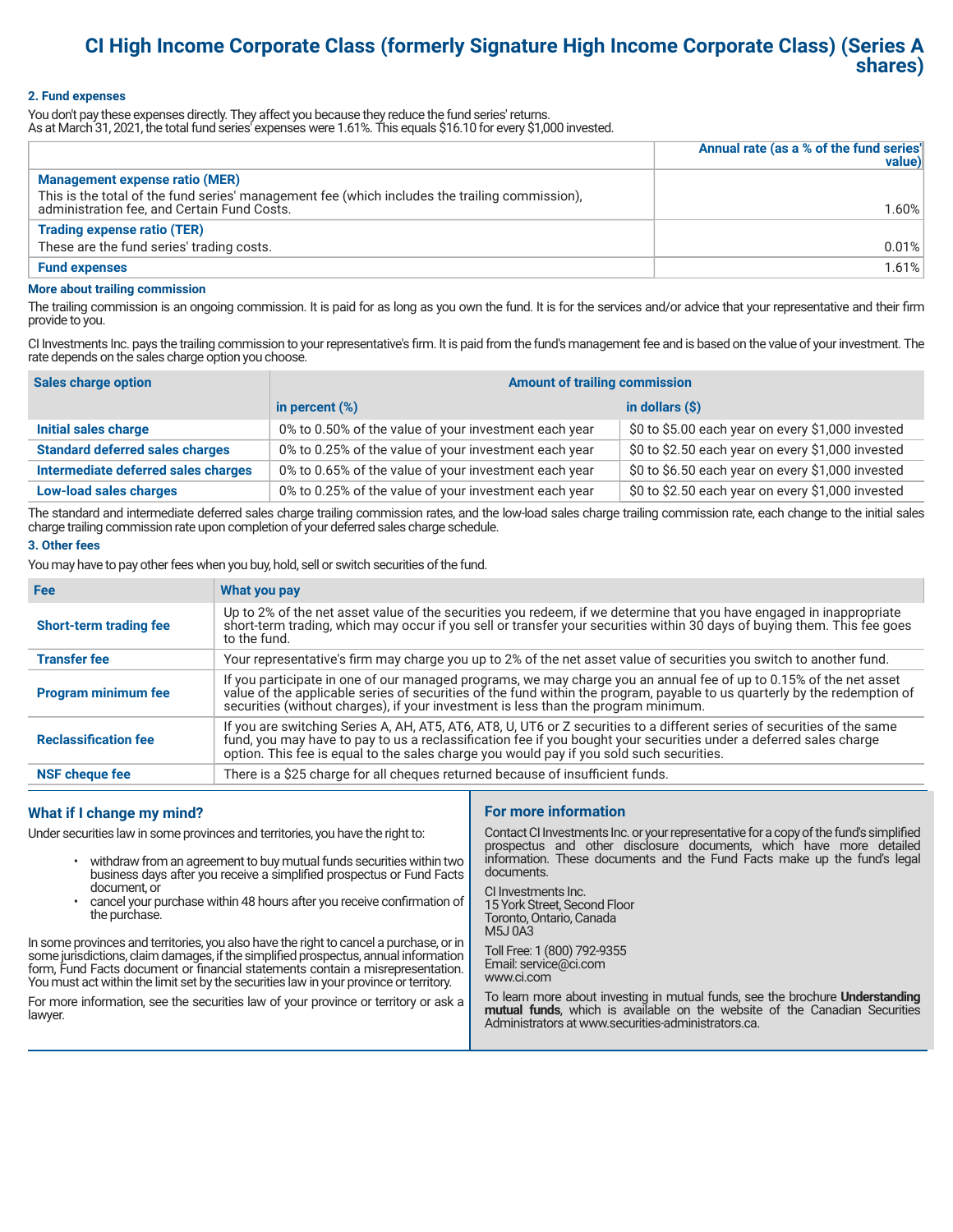# CI High Income Corporate Class (formerly Signature High Income Corporate Class) (Series A shares)

### 2. Fund expenses

You don't pay these expenses directly. They affect you because they reduce the fund series' returns.
As at March 31, 2021, the total fund series' expenses were 1.61%. This equals $16.10 for every $1,000 invested.

| | Annual rate (as a % of the fund series' value) |
|---|---|
| **Management expense ratio (MER)**<br>This is the total of the fund series' management fee (which includes the trailing commission), administration fee, and Certain Fund Costs. | 1.60% |
| **Trading expense ratio (TER)**<br>These are the fund series' trading costs. | 0.01% |
| **Fund expenses** | 1.61% |

#### More about trailing commission

The trailing commission is an ongoing commission. It is paid for as long as you own the fund. It is for the services and/or advice that your representative and their firm provide to you.

CI Investments Inc. pays the trailing commission to your representative's firm. It is paid from the fund's management fee and is based on the value of your investment. The rate depends on the sales charge option you choose.

| Sales charge option | Amount of trailing commission | |
|---|---|---|
| | in percent (%) | in dollars ($) |
| Initial sales charge | 0% to 0.50% of the value of your investment each year | $0 to $5.00 each year on every $1,000 invested |
| Standard deferred sales charges | 0% to 0.25% of the value of your investment each year | $0 to $2.50 each year on every $1,000 invested |
| Intermediate deferred sales charges | 0% to 0.65% of the value of your investment each year | $0 to $6.50 each year on every $1,000 invested |
| Low-load sales charges | 0% to 0.25% of the value of your investment each year | $0 to $2.50 each year on every $1,000 invested |

The standard and intermediate deferred sales charge trailing commission rates, and the low-load sales charge trailing commission rate, each change to the initial sales charge trailing commission rate upon completion of your deferred sales charge schedule.

### 3. Other fees

You may have to pay other fees when you buy, hold, sell or switch securities of the fund.

| Fee | What you pay |
|---|---|
| Short-term trading fee | Up to 2% of the net asset value of the securities you redeem, if we determine that you have engaged in inappropriate short-term trading, which may occur if you sell or transfer your securities within 30 days of buying them. This fee goes to the fund. |
| Transfer fee | Your representative's firm may charge you up to 2% of the net asset value of securities you switch to another fund. |
| Program minimum fee | If you participate in one of our managed programs, we may charge you an annual fee of up to 0.15% of the net asset value of the applicable series of securities of the fund within the program, payable to us quarterly by the redemption of securities (without charges), if your investment is less than the program minimum. |
| Reclassification fee | If you are switching Series A, AH, AT5, AT6, AT8, U, UT6 or Z securities to a different series of securities of the same fund, you may have to pay to us a reclassification fee if you bought your securities under a deferred sales charge option. This fee is equal to the sales charge you would pay if you sold such securities. |
| NSF cheque fee | There is a $25 charge for all cheques returned because of insufficient funds. |

## What if I change my mind?

Under securities law in some provinces and territories, you have the right to:

- withdraw from an agreement to buy mutual funds securities within two business days after you receive a simplified prospectus or Fund Facts document, or
- cancel your purchase within 48 hours after you receive confirmation of the purchase.

In some provinces and territories, you also have the right to cancel a purchase, or in some jurisdictions, claim damages, if the simplified prospectus, annual information form, Fund Facts document or financial statements contain a misrepresentation. You must act within the limit set by the securities law in your province or territory.

For more information, see the securities law of your province or territory or ask a lawyer.

## For more information

Contact CI Investments Inc. or your representative for a copy of the fund's simplified prospectus and other disclosure documents, which have more detailed information. These documents and the Fund Facts make up the fund's legal documents.

CI Investments Inc.
15 York Street, Second Floor
Toronto, Ontario, Canada
M5J 0A3

Toll Free: 1 (800) 792-9355
Email: service@ci.com
www.ci.com

To learn more about investing in mutual funds, see the brochure **Understanding mutual funds**, which is available on the website of the Canadian Securities Administrators at www.securities-administrators.ca.